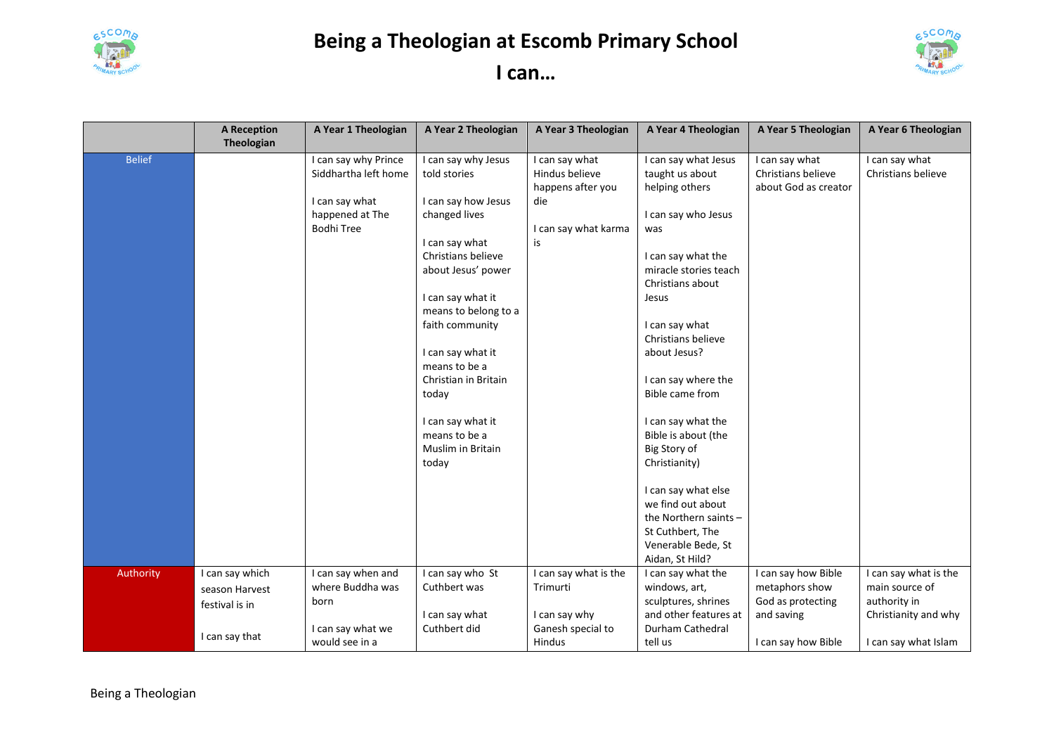# Being a Theologian at Escomb Primary School

# I can…

| | A Reception Theologian | A Year 1 Theologian | A Year 2 Theologian | A Year 3 Theologian | A Year 4 Theologian | A Year 5 Theologian | A Year 6 Theologian |
|---|---|---|---|---|---|---|---|
| Belief | | I can say why Prince Siddhartha left home<br><br>I can say what happened at The Bodhi Tree | I can say why Jesus told stories<br><br>I can say how Jesus changed lives<br><br>I can say what Christians believe about Jesus' power<br><br>I can say what it means to belong to a faith community<br><br>I can say what it means to be a Christian in Britain today<br><br>I can say what it means to be a Muslim in Britain today | I can say what Hindus believe happens after you die<br><br>I can say what karma is | I can say what Jesus taught us about helping others<br><br>I can say who Jesus was<br><br>I can say what the miracle stories teach Christians about Jesus<br><br>I can say what Christians believe about Jesus?<br><br>I can say where the Bible came from<br><br>I can say what the Bible is about (the Big Story of Christianity)<br><br>I can say what else we find out about the Northern saints – St Cuthbert, The Venerable Bede, St Aidan, St Hild? | I can say what Christians believe about God as creator | I can say what Christians believe |
| Authority | I can say which season Harvest festival is in<br><br>I can say that | I can say when and where Buddha was born<br><br>I can say what we would see in a | I can say who St Cuthbert was<br><br>I can say what Cuthbert did | I can say what is the Trimurti<br><br>I can say why Ganesh special to Hindus | I can say what the windows, art, sculptures, shrines and other features at Durham Cathedral tell us | I can say how Bible metaphors show God as protecting and saving<br><br>I can say how Bible | I can say what is the main source of authority in Christianity and why<br><br>I can say what Islam |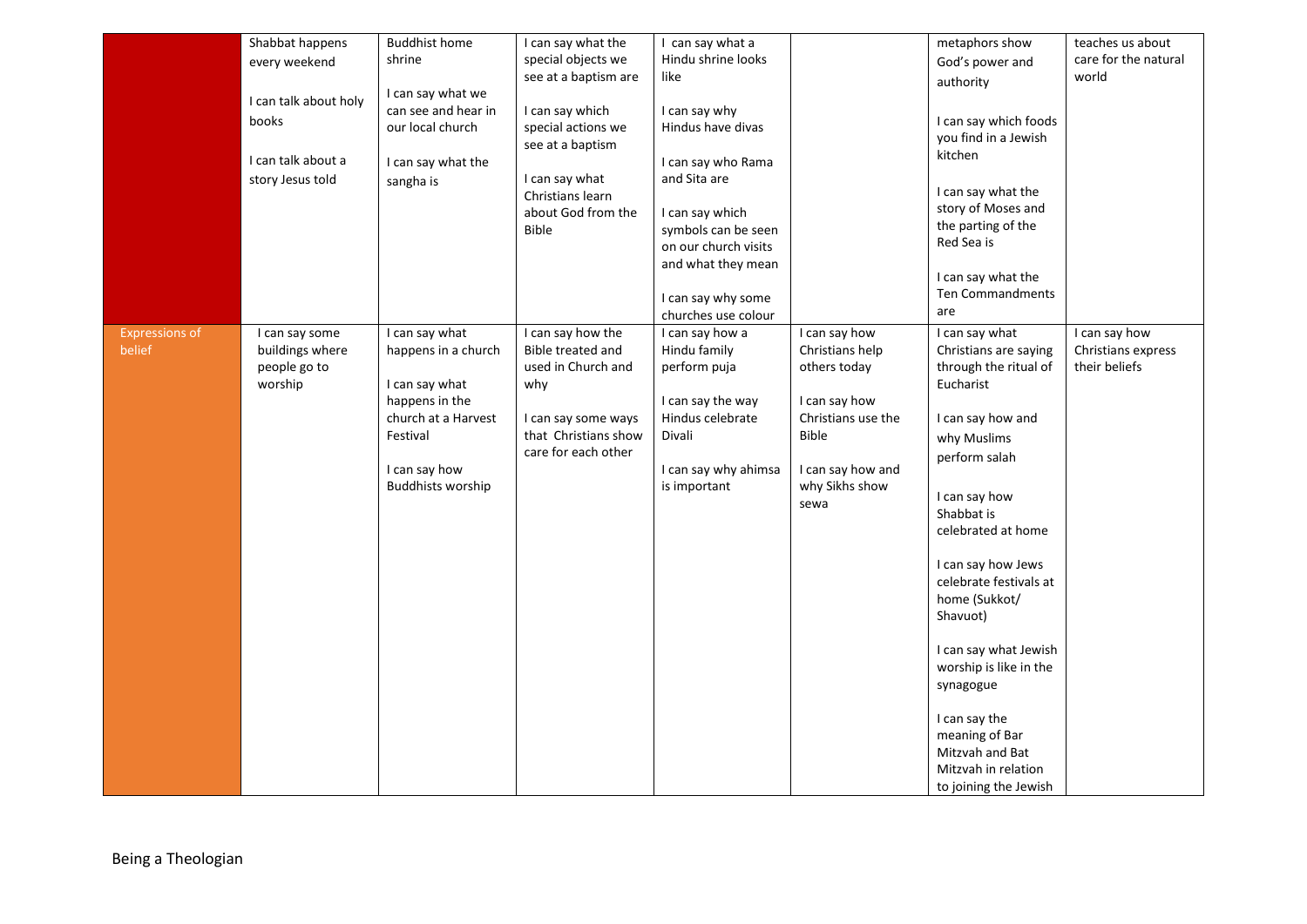| | | | | | | | |
|---|---|---|---|---|---|---|---|
| | Shabbat happens every weekend<br><br>I can talk about holy books<br><br>I can talk about a story Jesus told | Buddhist home shrine<br><br>I can say what we can see and hear in our local church<br><br>I can say what the sangha is | I can say what the special objects we see at a baptism are<br><br>I can say which special actions we see at a baptism<br><br>I can say what Christians learn about God from the Bible | I can say what a Hindu shrine looks like<br><br>I can say why Hindus have divas<br><br>I can say who Rama and Sita are<br><br>I can say which symbols can be seen on our church visits and what they mean<br><br>I can say why some churches use colour | | metaphors show God's power and authority<br><br>I can say which foods you find in a Jewish kitchen<br><br>I can say what the story of Moses and the parting of the Red Sea is<br><br>I can say what the Ten Commandments are | teaches us about care for the natural world |
| Expressions of belief | I can say some buildings where people go to worship | I can say what happens in a church<br><br>I can say what happens in the church at a Harvest Festival<br><br>I can say how Buddhists worship | I can say how the Bible treated and used in Church and why<br><br>I can say some ways that Christians show care for each other | I can say how a Hindu family perform puja<br><br>I can say the way Hindus celebrate Divali<br><br>I can say why ahimsa is important | I can say how Christians help others today<br><br>I can say how Christians use the Bible<br><br>I can say how and why Sikhs show sewa | I can say what Christians are saying through the ritual of Eucharist<br><br>I can say how and why Muslims perform salah<br><br>I can say how Shabbat is celebrated at home<br><br>I can say how Jews celebrate festivals at home (Sukkot/ Shavuot)<br><br>I can say what Jewish worship is like in the synagogue<br><br>I can say the meaning of Bar Mitzvah and Bat Mitzvah in relation to joining the Jewish | I can say how Christians express their beliefs |

Being a Theologian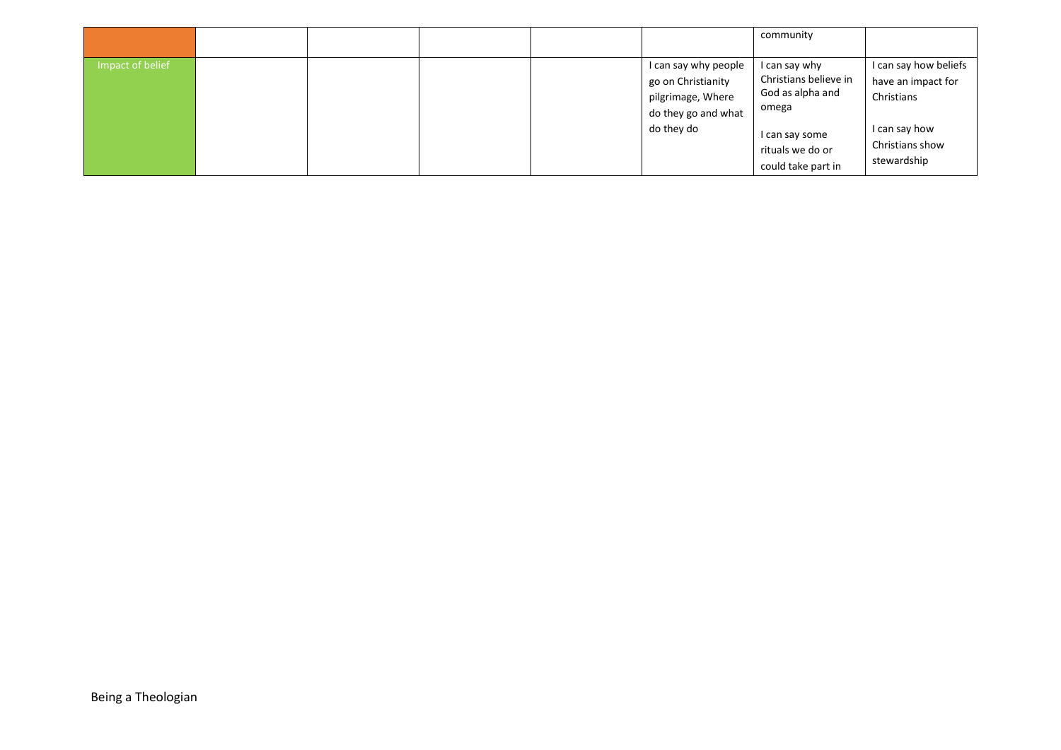| | | | | | | | |
|---|---|---|---|---|---|---|---|
| | | | | | | community | |
| Impact of belief | | | | | I can say why people go on Christianity pilgrimage, Where do they go and what do they do | I can say why Christians believe in God as alpha and omega<br><br>I can say some rituals we do or could take part in | I can say how beliefs have an impact for Christians<br><br>I can say how Christians show stewardship |

Being a Theologian